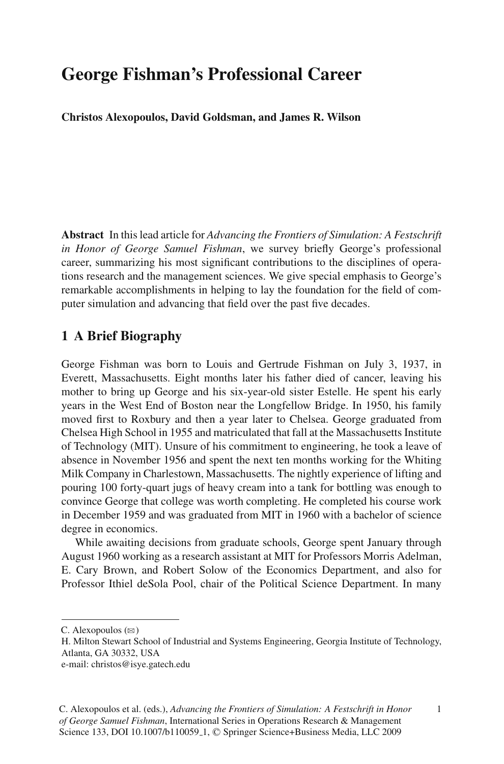# George Fishman's Professional Career

**Christos Alexopoulos, David Goldsman, and James R. Wilson**

**Abstract** In this lead article for *Advancing the Frontiers of Simulation: A Festschrift in Honor of George Samuel Fishman*, we survey briefly George's professional career, summarizing his most significant contributions to the disciplines of operations research and the management sciences. We give special emphasis to George's remarkable accomplishments in helping to lay the foundation for the field of computer simulation and advancing that field over the past five decades.

## 1 A Brief Biography

George Fishman was born to Louis and Gertrude Fishman on July 3, 1937, in Everett, Massachusetts. Eight months later his father died of cancer, leaving his mother to bring up George and his six-year-old sister Estelle. He spent his early years in the West End of Boston near the Longfellow Bridge. In 1950, his family moved first to Roxbury and then a year later to Chelsea. George graduated from Chelsea High School in 1955 and matriculated that fall at the Massachusetts Institute of Technology (MIT). Unsure of his commitment to engineering, he took a leave of absence in November 1956 and spent the next ten months working for the Whiting Milk Company in Charlestown, Massachusetts. The nightly experience of lifting and pouring 100 forty-quart jugs of heavy cream into a tank for bottling was enough to convince George that college was worth completing. He completed his course work in December 1959 and was graduated from MIT in 1960 with a bachelor of science degree in economics.

While awaiting decisions from graduate schools, George spent January through August 1960 working as a research assistant at MIT for Professors Morris Adelman, E. Cary Brown, and Robert Solow of the Economics Department, and also for Professor Ithiel deSola Pool, chair of the Political Science Department. In many

---

C. Alexopoulos (✉)
H. Milton Stewart School of Industrial and Systems Engineering, Georgia Institute of Technology, Atlanta, GA 30332, USA
e-mail: christos@isye.gatech.edu

C. Alexopoulos et al. (eds.), *Advancing the Frontiers of Simulation: A Festschrift in Honor of George Samuel Fishman*, International Series in Operations Research & Management Science 133, DOI 10.1007/b110059_1, © Springer Science+Business Media, LLC 2009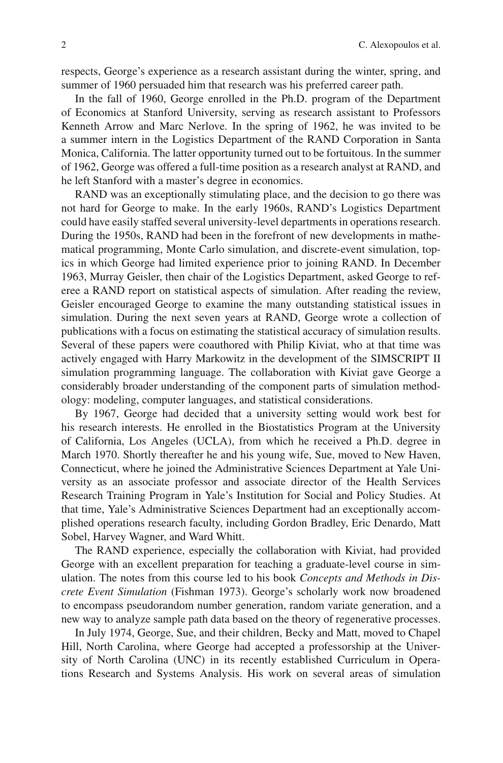respects, George's experience as a research assistant during the winter, spring, and summer of 1960 persuaded him that research was his preferred career path.

In the fall of 1960, George enrolled in the Ph.D. program of the Department of Economics at Stanford University, serving as research assistant to Professors Kenneth Arrow and Marc Nerlove. In the spring of 1962, he was invited to be a summer intern in the Logistics Department of the RAND Corporation in Santa Monica, California. The latter opportunity turned out to be fortuitous. In the summer of 1962, George was offered a full-time position as a research analyst at RAND, and he left Stanford with a master's degree in economics.

RAND was an exceptionally stimulating place, and the decision to go there was not hard for George to make. In the early 1960s, RAND's Logistics Department could have easily staffed several university-level departments in operations research. During the 1950s, RAND had been in the forefront of new developments in mathematical programming, Monte Carlo simulation, and discrete-event simulation, topics in which George had limited experience prior to joining RAND. In December 1963, Murray Geisler, then chair of the Logistics Department, asked George to referee a RAND report on statistical aspects of simulation. After reading the review, Geisler encouraged George to examine the many outstanding statistical issues in simulation. During the next seven years at RAND, George wrote a collection of publications with a focus on estimating the statistical accuracy of simulation results. Several of these papers were coauthored with Philip Kiviat, who at that time was actively engaged with Harry Markowitz in the development of the SIMSCRIPT II simulation programming language. The collaboration with Kiviat gave George a considerably broader understanding of the component parts of simulation methodology: modeling, computer languages, and statistical considerations.

By 1967, George had decided that a university setting would work best for his research interests. He enrolled in the Biostatistics Program at the University of California, Los Angeles (UCLA), from which he received a Ph.D. degree in March 1970. Shortly thereafter he and his young wife, Sue, moved to New Haven, Connecticut, where he joined the Administrative Sciences Department at Yale University as an associate professor and associate director of the Health Services Research Training Program in Yale's Institution for Social and Policy Studies. At that time, Yale's Administrative Sciences Department had an exceptionally accomplished operations research faculty, including Gordon Bradley, Eric Denardo, Matt Sobel, Harvey Wagner, and Ward Whitt.

The RAND experience, especially the collaboration with Kiviat, had provided George with an excellent preparation for teaching a graduate-level course in simulation. The notes from this course led to his book *Concepts and Methods in Discrete Event Simulation* (Fishman 1973). George's scholarly work now broadened to encompass pseudorandom number generation, random variate generation, and a new way to analyze sample path data based on the theory of regenerative processes.

In July 1974, George, Sue, and their children, Becky and Matt, moved to Chapel Hill, North Carolina, where George had accepted a professorship at the University of North Carolina (UNC) in its recently established Curriculum in Operations Research and Systems Analysis. His work on several areas of simulation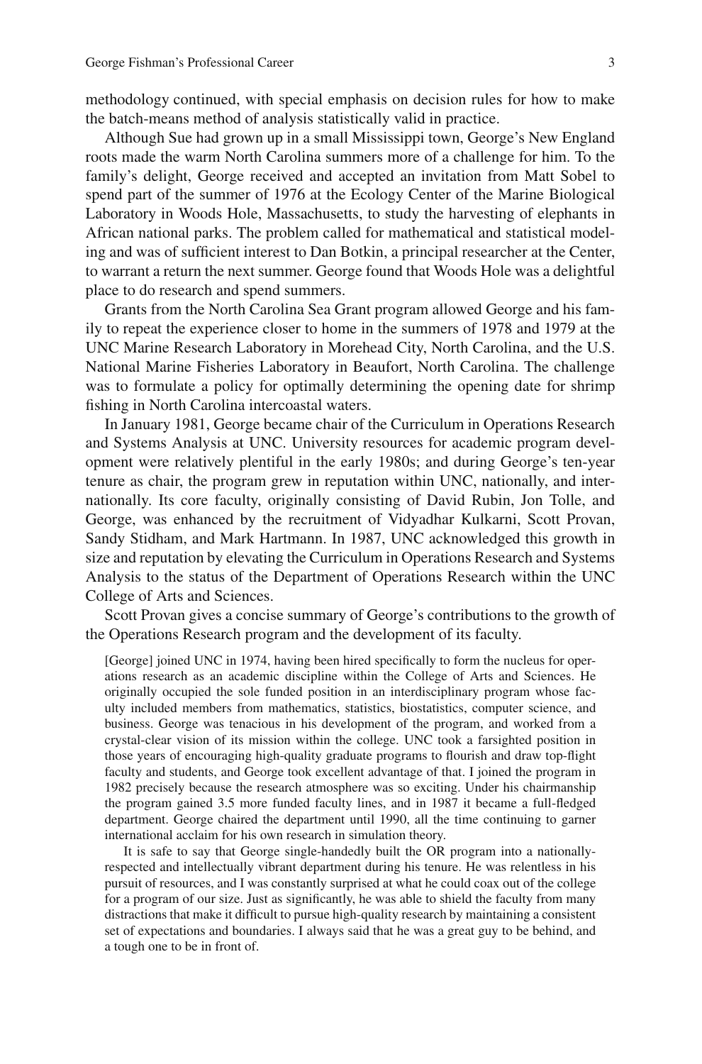methodology continued, with special emphasis on decision rules for how to make the batch-means method of analysis statistically valid in practice.

Although Sue had grown up in a small Mississippi town, George's New England roots made the warm North Carolina summers more of a challenge for him. To the family's delight, George received and accepted an invitation from Matt Sobel to spend part of the summer of 1976 at the Ecology Center of the Marine Biological Laboratory in Woods Hole, Massachusetts, to study the harvesting of elephants in African national parks. The problem called for mathematical and statistical modeling and was of sufficient interest to Dan Botkin, a principal researcher at the Center, to warrant a return the next summer. George found that Woods Hole was a delightful place to do research and spend summers.

Grants from the North Carolina Sea Grant program allowed George and his family to repeat the experience closer to home in the summers of 1978 and 1979 at the UNC Marine Research Laboratory in Morehead City, North Carolina, and the U.S. National Marine Fisheries Laboratory in Beaufort, North Carolina. The challenge was to formulate a policy for optimally determining the opening date for shrimp fishing in North Carolina intercoastal waters.

In January 1981, George became chair of the Curriculum in Operations Research and Systems Analysis at UNC. University resources for academic program development were relatively plentiful in the early 1980s; and during George's ten-year tenure as chair, the program grew in reputation within UNC, nationally, and internationally. Its core faculty, originally consisting of David Rubin, Jon Tolle, and George, was enhanced by the recruitment of Vidyadhar Kulkarni, Scott Provan, Sandy Stidham, and Mark Hartmann. In 1987, UNC acknowledged this growth in size and reputation by elevating the Curriculum in Operations Research and Systems Analysis to the status of the Department of Operations Research within the UNC College of Arts and Sciences.

Scott Provan gives a concise summary of George's contributions to the growth of the Operations Research program and the development of its faculty.

> [George] joined UNC in 1974, having been hired specifically to form the nucleus for operations research as an academic discipline within the College of Arts and Sciences. He originally occupied the sole funded position in an interdisciplinary program whose faculty included members from mathematics, statistics, biostatistics, computer science, and business. George was tenacious in his development of the program, and worked from a crystal-clear vision of its mission within the college. UNC took a farsighted position in those years of encouraging high-quality graduate programs to flourish and draw top-flight faculty and students, and George took excellent advantage of that. I joined the program in 1982 precisely because the research atmosphere was so exciting. Under his chairmanship the program gained 3.5 more funded faculty lines, and in 1987 it became a full-fledged department. George chaired the department until 1990, all the time continuing to garner international acclaim for his own research in simulation theory.
>
> It is safe to say that George single-handedly built the OR program into a nationally-respected and intellectually vibrant department during his tenure. He was relentless in his pursuit of resources, and I was constantly surprised at what he could coax out of the college for a program of our size. Just as significantly, he was able to shield the faculty from many distractions that make it difficult to pursue high-quality research by maintaining a consistent set of expectations and boundaries. I always said that he was a great guy to be behind, and a tough one to be in front of.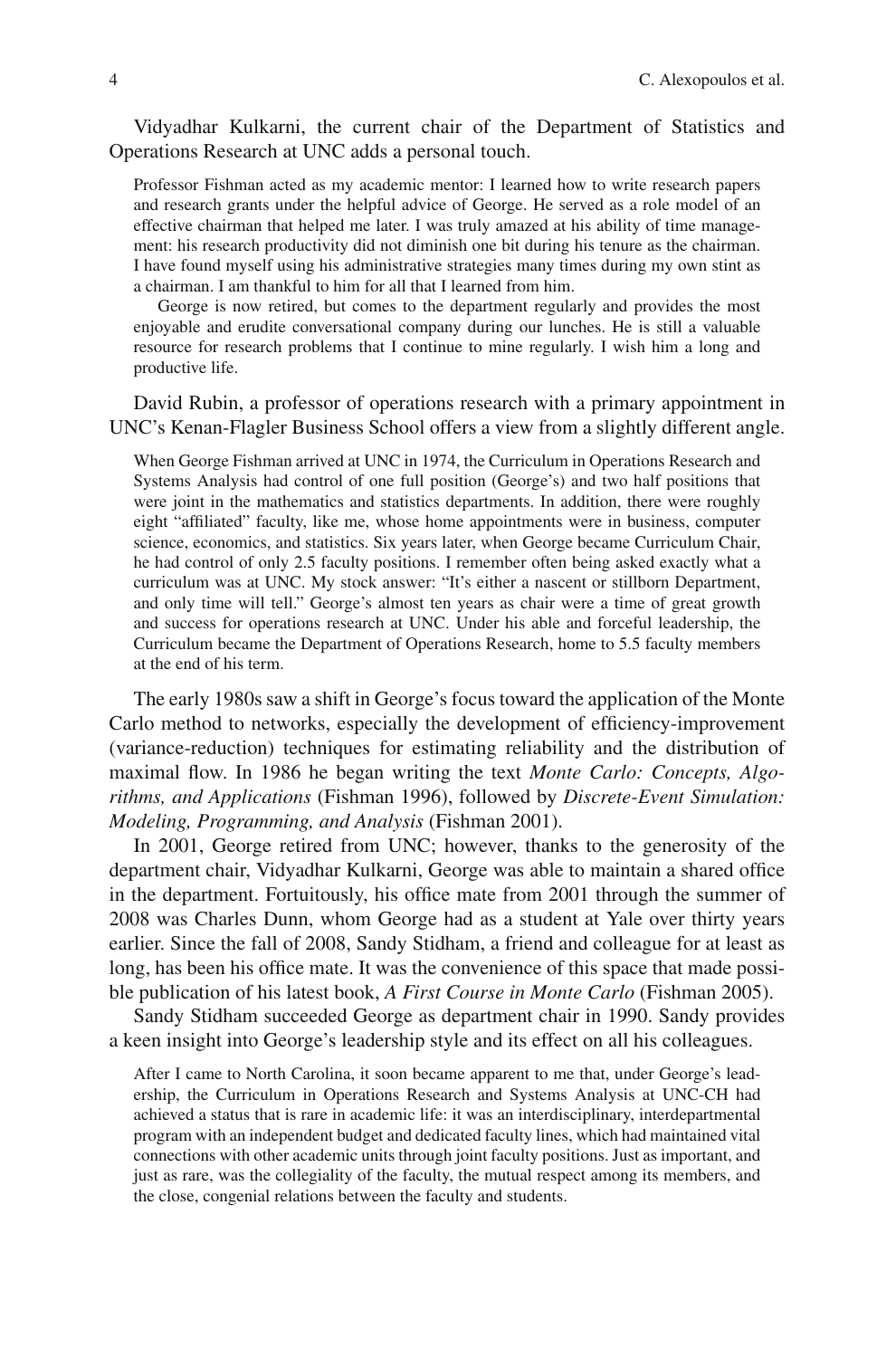Vidyadhar Kulkarni, the current chair of the Department of Statistics and Operations Research at UNC adds a personal touch.

> Professor Fishman acted as my academic mentor: I learned how to write research papers and research grants under the helpful advice of George. He served as a role model of an effective chairman that helped me later. I was truly amazed at his ability of time management: his research productivity did not diminish one bit during his tenure as the chairman. I have found myself using his administrative strategies many times during my own stint as a chairman. I am thankful to him for all that I learned from him.
>
> George is now retired, but comes to the department regularly and provides the most enjoyable and erudite conversational company during our lunches. He is still a valuable resource for research problems that I continue to mine regularly. I wish him a long and productive life.

David Rubin, a professor of operations research with a primary appointment in UNC's Kenan-Flagler Business School offers a view from a slightly different angle.

> When George Fishman arrived at UNC in 1974, the Curriculum in Operations Research and Systems Analysis had control of one full position (George's) and two half positions that were joint in the mathematics and statistics departments. In addition, there were roughly eight "affiliated" faculty, like me, whose home appointments were in business, computer science, economics, and statistics. Six years later, when George became Curriculum Chair, he had control of only 2.5 faculty positions. I remember often being asked exactly what a curriculum was at UNC. My stock answer: "It's either a nascent or stillborn Department, and only time will tell." George's almost ten years as chair were a time of great growth and success for operations research at UNC. Under his able and forceful leadership, the Curriculum became the Department of Operations Research, home to 5.5 faculty members at the end of his term.

The early 1980s saw a shift in George's focus toward the application of the Monte Carlo method to networks, especially the development of efficiency-improvement (variance-reduction) techniques for estimating reliability and the distribution of maximal flow. In 1986 he began writing the text *Monte Carlo: Concepts, Algorithms, and Applications* (Fishman 1996), followed by *Discrete-Event Simulation: Modeling, Programming, and Analysis* (Fishman 2001).

In 2001, George retired from UNC; however, thanks to the generosity of the department chair, Vidyadhar Kulkarni, George was able to maintain a shared office in the department. Fortuitously, his office mate from 2001 through the summer of 2008 was Charles Dunn, whom George had as a student at Yale over thirty years earlier. Since the fall of 2008, Sandy Stidham, a friend and colleague for at least as long, has been his office mate. It was the convenience of this space that made possible publication of his latest book, *A First Course in Monte Carlo* (Fishman 2005).

Sandy Stidham succeeded George as department chair in 1990. Sandy provides a keen insight into George's leadership style and its effect on all his colleagues.

> After I came to North Carolina, it soon became apparent to me that, under George's leadership, the Curriculum in Operations Research and Systems Analysis at UNC-CH had achieved a status that is rare in academic life: it was an interdisciplinary, interdepartmental program with an independent budget and dedicated faculty lines, which had maintained vital connections with other academic units through joint faculty positions. Just as important, and just as rare, was the collegiality of the faculty, the mutual respect among its members, and the close, congenial relations between the faculty and students.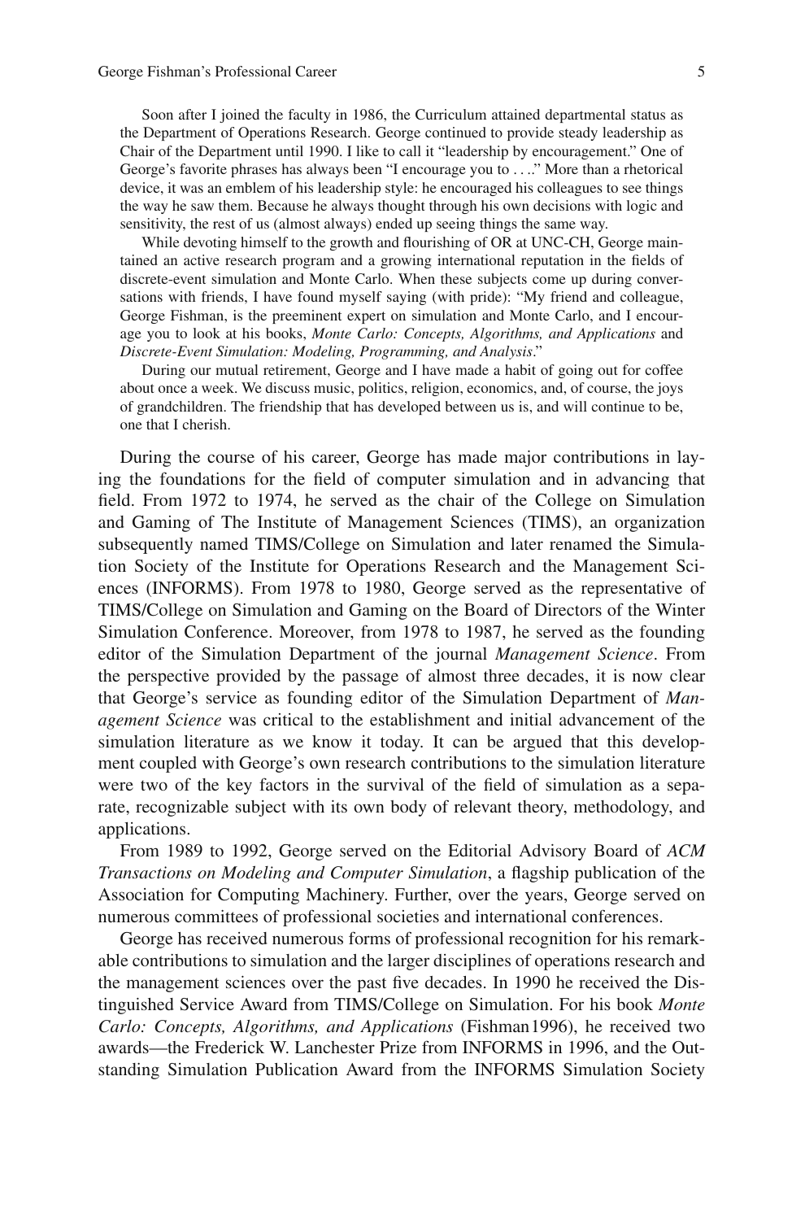Soon after I joined the faculty in 1986, the Curriculum attained departmental status as the Department of Operations Research. George continued to provide steady leadership as Chair of the Department until 1990. I like to call it "leadership by encouragement." One of George's favorite phrases has always been "I encourage you to . . .." More than a rhetorical device, it was an emblem of his leadership style: he encouraged his colleagues to see things the way he saw them. Because he always thought through his own decisions with logic and sensitivity, the rest of us (almost always) ended up seeing things the same way.

While devoting himself to the growth and flourishing of OR at UNC-CH, George maintained an active research program and a growing international reputation in the fields of discrete-event simulation and Monte Carlo. When these subjects come up during conversations with friends, I have found myself saying (with pride): "My friend and colleague, George Fishman, is the preeminent expert on simulation and Monte Carlo, and I encourage you to look at his books, *Monte Carlo: Concepts, Algorithms, and Applications* and *Discrete-Event Simulation: Modeling, Programming, and Analysis*."

During our mutual retirement, George and I have made a habit of going out for coffee about once a week. We discuss music, politics, religion, economics, and, of course, the joys of grandchildren. The friendship that has developed between us is, and will continue to be, one that I cherish.

During the course of his career, George has made major contributions in laying the foundations for the field of computer simulation and in advancing that field. From 1972 to 1974, he served as the chair of the College on Simulation and Gaming of The Institute of Management Sciences (TIMS), an organization subsequently named TIMS/College on Simulation and later renamed the Simulation Society of the Institute for Operations Research and the Management Sciences (INFORMS). From 1978 to 1980, George served as the representative of TIMS/College on Simulation and Gaming on the Board of Directors of the Winter Simulation Conference. Moreover, from 1978 to 1987, he served as the founding editor of the Simulation Department of the journal *Management Science*. From the perspective provided by the passage of almost three decades, it is now clear that George's service as founding editor of the Simulation Department of *Management Science* was critical to the establishment and initial advancement of the simulation literature as we know it today. It can be argued that this development coupled with George's own research contributions to the simulation literature were two of the key factors in the survival of the field of simulation as a separate, recognizable subject with its own body of relevant theory, methodology, and applications.

From 1989 to 1992, George served on the Editorial Advisory Board of *ACM Transactions on Modeling and Computer Simulation*, a flagship publication of the Association for Computing Machinery. Further, over the years, George served on numerous committees of professional societies and international conferences.

George has received numerous forms of professional recognition for his remarkable contributions to simulation and the larger disciplines of operations research and the management sciences over the past five decades. In 1990 he received the Distinguished Service Award from TIMS/College on Simulation. For his book *Monte Carlo: Concepts, Algorithms, and Applications* (Fishman1996), he received two awards—the Frederick W. Lanchester Prize from INFORMS in 1996, and the Outstanding Simulation Publication Award from the INFORMS Simulation Society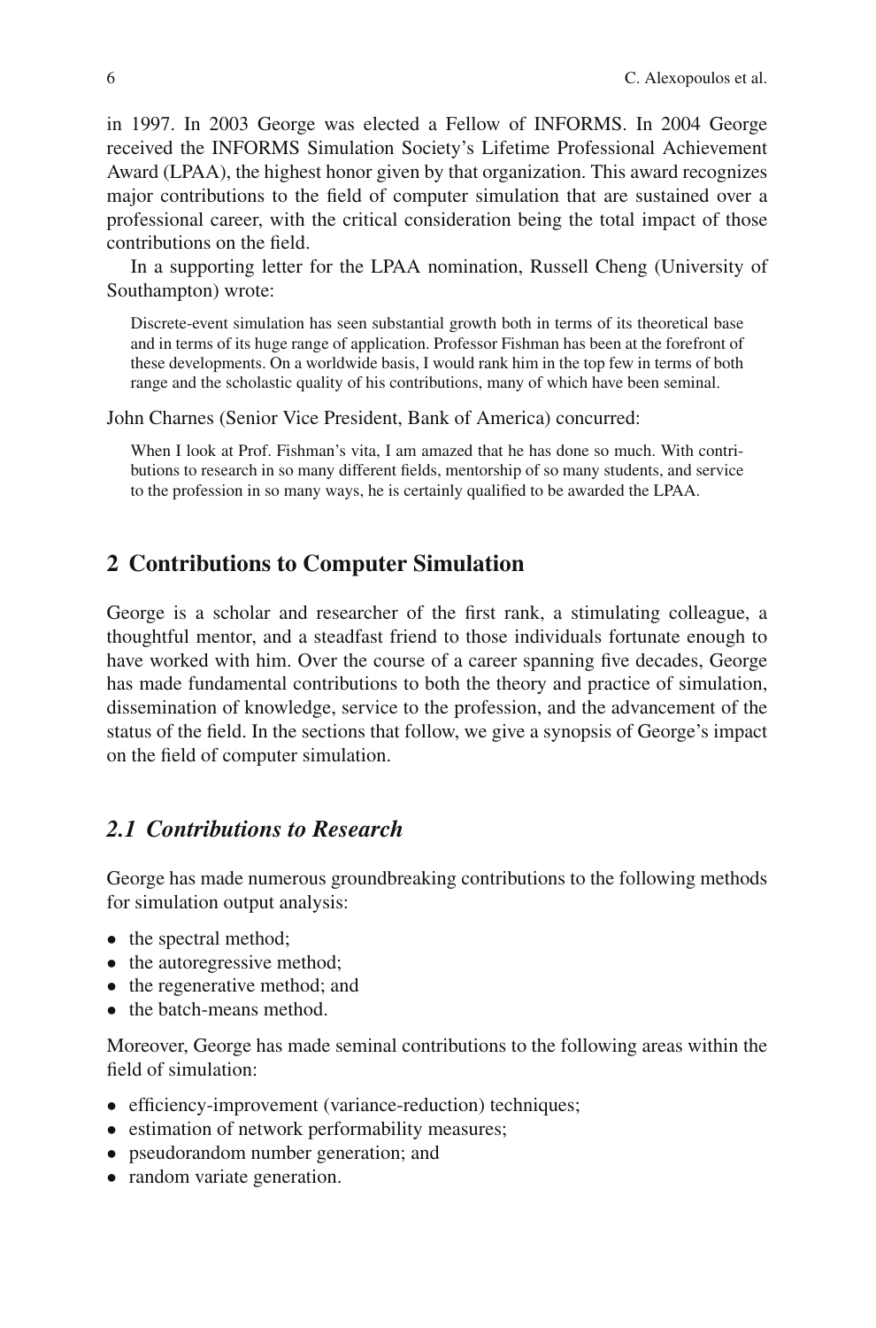in 1997. In 2003 George was elected a Fellow of INFORMS. In 2004 George received the INFORMS Simulation Society's Lifetime Professional Achievement Award (LPAA), the highest honor given by that organization. This award recognizes major contributions to the field of computer simulation that are sustained over a professional career, with the critical consideration being the total impact of those contributions on the field.

In a supporting letter for the LPAA nomination, Russell Cheng (University of Southampton) wrote:

> Discrete-event simulation has seen substantial growth both in terms of its theoretical base and in terms of its huge range of application. Professor Fishman has been at the forefront of these developments. On a worldwide basis, I would rank him in the top few in terms of both range and the scholastic quality of his contributions, many of which have been seminal.

John Charnes (Senior Vice President, Bank of America) concurred:

> When I look at Prof. Fishman's vita, I am amazed that he has done so much. With contributions to research in so many different fields, mentorship of so many students, and service to the profession in so many ways, he is certainly qualified to be awarded the LPAA.

## 2 Contributions to Computer Simulation

George is a scholar and researcher of the first rank, a stimulating colleague, a thoughtful mentor, and a steadfast friend to those individuals fortunate enough to have worked with him. Over the course of a career spanning five decades, George has made fundamental contributions to both the theory and practice of simulation, dissemination of knowledge, service to the profession, and the advancement of the status of the field. In the sections that follow, we give a synopsis of George's impact on the field of computer simulation.

### *2.1 Contributions to Research*

George has made numerous groundbreaking contributions to the following methods for simulation output analysis:

- the spectral method;
- the autoregressive method;
- the regenerative method; and
- the batch-means method.

Moreover, George has made seminal contributions to the following areas within the field of simulation:

- efficiency-improvement (variance-reduction) techniques;
- estimation of network performability measures;
- pseudorandom number generation; and
- random variate generation.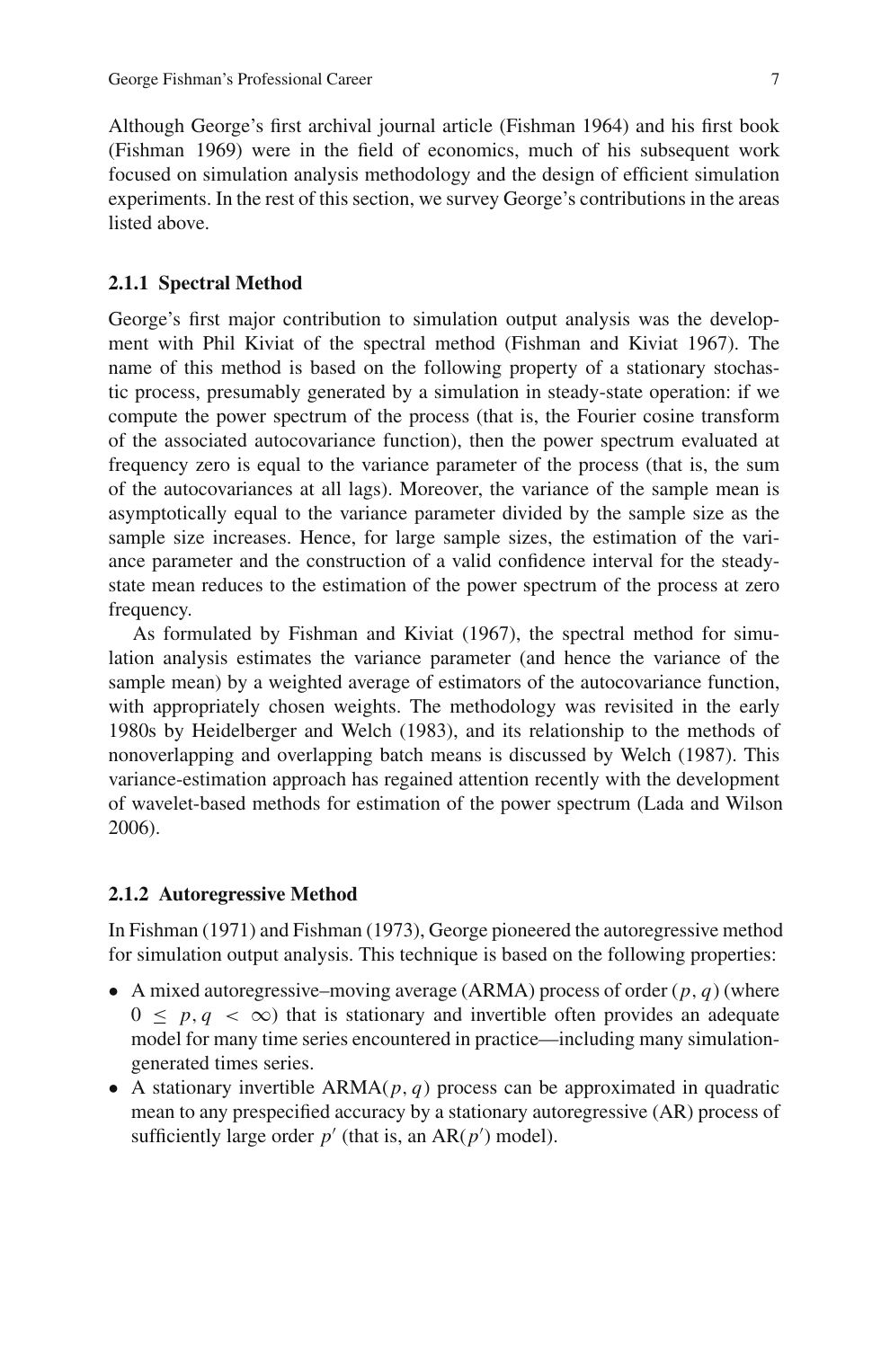Although George's first archival journal article (Fishman 1964) and his first book (Fishman 1969) were in the field of economics, much of his subsequent work focused on simulation analysis methodology and the design of efficient simulation experiments. In the rest of this section, we survey George's contributions in the areas listed above.

### 2.1.1 Spectral Method

George's first major contribution to simulation output analysis was the development with Phil Kiviat of the spectral method (Fishman and Kiviat 1967). The name of this method is based on the following property of a stationary stochastic process, presumably generated by a simulation in steady-state operation: if we compute the power spectrum of the process (that is, the Fourier cosine transform of the associated autocovariance function), then the power spectrum evaluated at frequency zero is equal to the variance parameter of the process (that is, the sum of the autocovariances at all lags). Moreover, the variance of the sample mean is asymptotically equal to the variance parameter divided by the sample size as the sample size increases. Hence, for large sample sizes, the estimation of the variance parameter and the construction of a valid confidence interval for the steady-state mean reduces to the estimation of the power spectrum of the process at zero frequency.

As formulated by Fishman and Kiviat (1967), the spectral method for simulation analysis estimates the variance parameter (and hence the variance of the sample mean) by a weighted average of estimators of the autocovariance function, with appropriately chosen weights. The methodology was revisited in the early 1980s by Heidelberger and Welch (1983), and its relationship to the methods of nonoverlapping and overlapping batch means is discussed by Welch (1987). This variance-estimation approach has regained attention recently with the development of wavelet-based methods for estimation of the power spectrum (Lada and Wilson 2006).

### 2.1.2 Autoregressive Method

In Fishman (1971) and Fishman (1973), George pioneered the autoregressive method for simulation output analysis. This technique is based on the following properties:

- A mixed autoregressive–moving average (ARMA) process of order $(p, q)$ (where $0 \leq p, q < \infty$) that is stationary and invertible often provides an adequate model for many time series encountered in practice—including many simulation-generated times series.
- A stationary invertible ARMA$(p, q)$ process can be approximated in quadratic mean to any prespecified accuracy by a stationary autoregressive (AR) process of sufficiently large order $p'$ (that is, an AR$(p')$ model).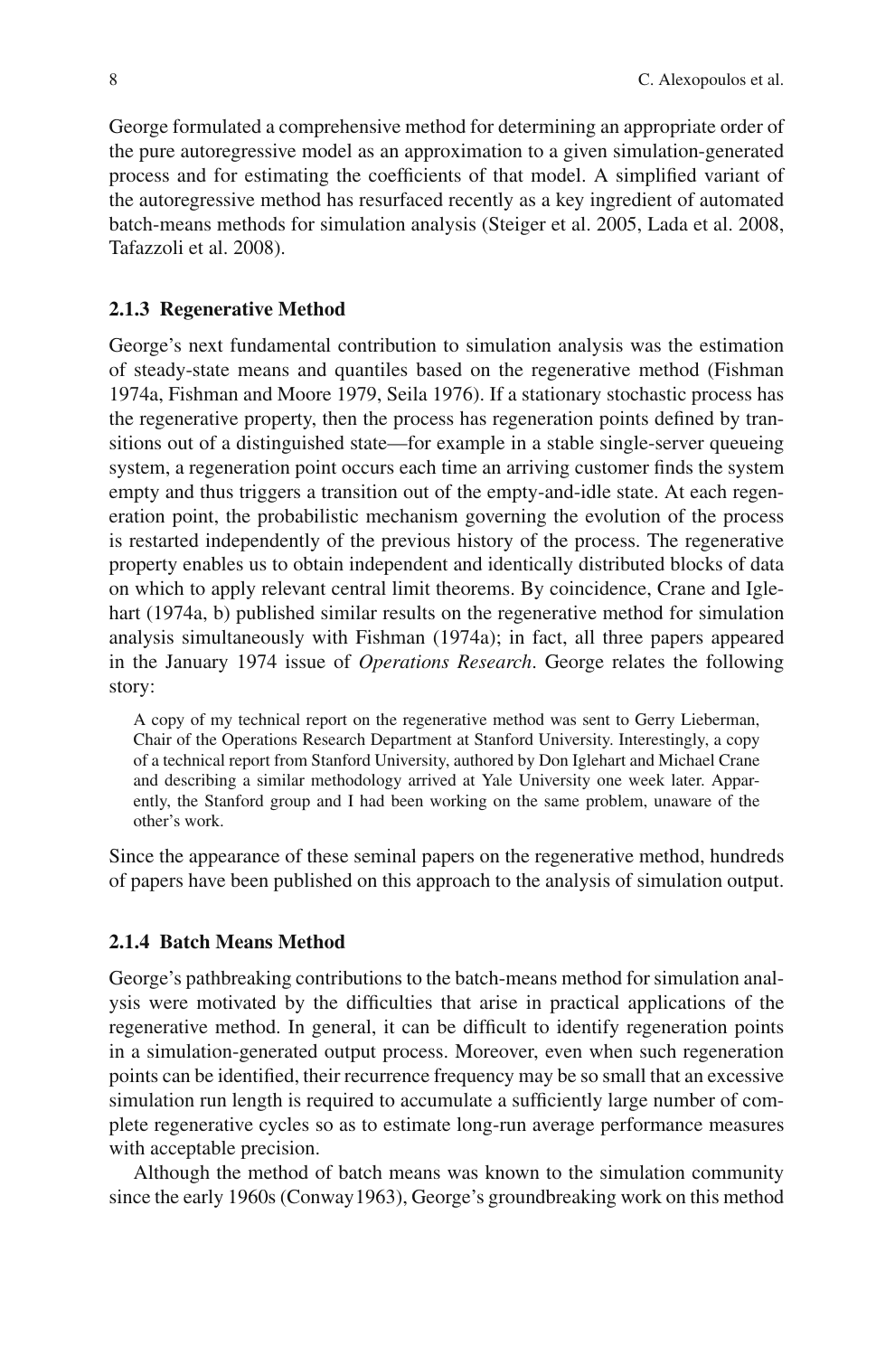George formulated a comprehensive method for determining an appropriate order of the pure autoregressive model as an approximation to a given simulation-generated process and for estimating the coefficients of that model. A simplified variant of the autoregressive method has resurfaced recently as a key ingredient of automated batch-means methods for simulation analysis (Steiger et al. 2005, Lada et al. 2008, Tafazzoli et al. 2008).

### 2.1.3 Regenerative Method

George's next fundamental contribution to simulation analysis was the estimation of steady-state means and quantiles based on the regenerative method (Fishman 1974a, Fishman and Moore 1979, Seila 1976). If a stationary stochastic process has the regenerative property, then the process has regeneration points defined by transitions out of a distinguished state—for example in a stable single-server queueing system, a regeneration point occurs each time an arriving customer finds the system empty and thus triggers a transition out of the empty-and-idle state. At each regeneration point, the probabilistic mechanism governing the evolution of the process is restarted independently of the previous history of the process. The regenerative property enables us to obtain independent and identically distributed blocks of data on which to apply relevant central limit theorems. By coincidence, Crane and Iglehart (1974a, b) published similar results on the regenerative method for simulation analysis simultaneously with Fishman (1974a); in fact, all three papers appeared in the January 1974 issue of *Operations Research*. George relates the following story:

> A copy of my technical report on the regenerative method was sent to Gerry Lieberman, Chair of the Operations Research Department at Stanford University. Interestingly, a copy of a technical report from Stanford University, authored by Don Iglehart and Michael Crane and describing a similar methodology arrived at Yale University one week later. Apparently, the Stanford group and I had been working on the same problem, unaware of the other's work.

Since the appearance of these seminal papers on the regenerative method, hundreds of papers have been published on this approach to the analysis of simulation output.

### 2.1.4 Batch Means Method

George's pathbreaking contributions to the batch-means method for simulation analysis were motivated by the difficulties that arise in practical applications of the regenerative method. In general, it can be difficult to identify regeneration points in a simulation-generated output process. Moreover, even when such regeneration points can be identified, their recurrence frequency may be so small that an excessive simulation run length is required to accumulate a sufficiently large number of complete regenerative cycles so as to estimate long-run average performance measures with acceptable precision.

Although the method of batch means was known to the simulation community since the early 1960s (Conway1963), George's groundbreaking work on this method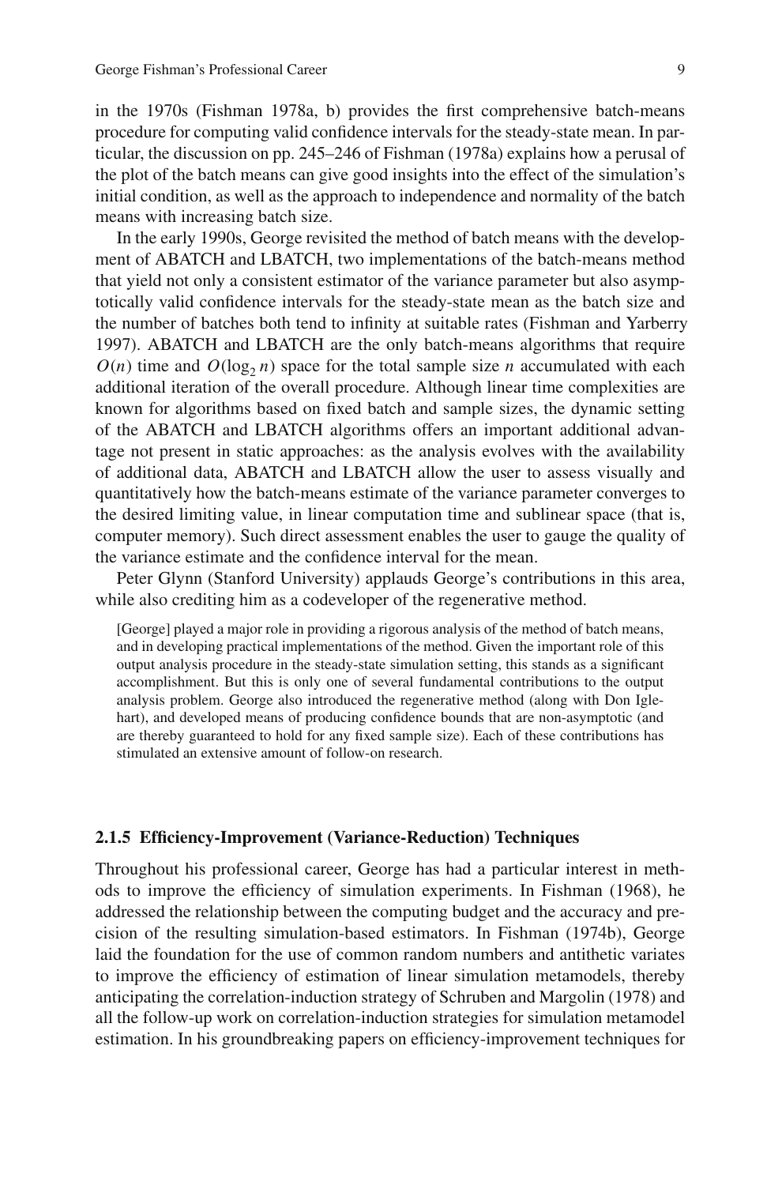in the 1970s (Fishman 1978a, b) provides the first comprehensive batch-means procedure for computing valid confidence intervals for the steady-state mean. In particular, the discussion on pp. 245–246 of Fishman (1978a) explains how a perusal of the plot of the batch means can give good insights into the effect of the simulation's initial condition, as well as the approach to independence and normality of the batch means with increasing batch size.

In the early 1990s, George revisited the method of batch means with the development of ABATCH and LBATCH, two implementations of the batch-means method that yield not only a consistent estimator of the variance parameter but also asymptotically valid confidence intervals for the steady-state mean as the batch size and the number of batches both tend to infinity at suitable rates (Fishman and Yarberry 1997). ABATCH and LBATCH are the only batch-means algorithms that require $O(n)$ time and $O(\log_2 n)$ space for the total sample size $n$ accumulated with each additional iteration of the overall procedure. Although linear time complexities are known for algorithms based on fixed batch and sample sizes, the dynamic setting of the ABATCH and LBATCH algorithms offers an important additional advantage not present in static approaches: as the analysis evolves with the availability of additional data, ABATCH and LBATCH allow the user to assess visually and quantitatively how the batch-means estimate of the variance parameter converges to the desired limiting value, in linear computation time and sublinear space (that is, computer memory). Such direct assessment enables the user to gauge the quality of the variance estimate and the confidence interval for the mean.

Peter Glynn (Stanford University) applauds George's contributions in this area, while also crediting him as a codeveloper of the regenerative method.

> [George] played a major role in providing a rigorous analysis of the method of batch means, and in developing practical implementations of the method. Given the important role of this output analysis procedure in the steady-state simulation setting, this stands as a significant accomplishment. But this is only one of several fundamental contributions to the output analysis problem. George also introduced the regenerative method (along with Don Iglehart), and developed means of producing confidence bounds that are non-asymptotic (and are thereby guaranteed to hold for any fixed sample size). Each of these contributions has stimulated an extensive amount of follow-on research.

### 2.1.5 Efficiency-Improvement (Variance-Reduction) Techniques

Throughout his professional career, George has had a particular interest in methods to improve the efficiency of simulation experiments. In Fishman (1968), he addressed the relationship between the computing budget and the accuracy and precision of the resulting simulation-based estimators. In Fishman (1974b), George laid the foundation for the use of common random numbers and antithetic variates to improve the efficiency of estimation of linear simulation metamodels, thereby anticipating the correlation-induction strategy of Schruben and Margolin (1978) and all the follow-up work on correlation-induction strategies for simulation metamodel estimation. In his groundbreaking papers on efficiency-improvement techniques for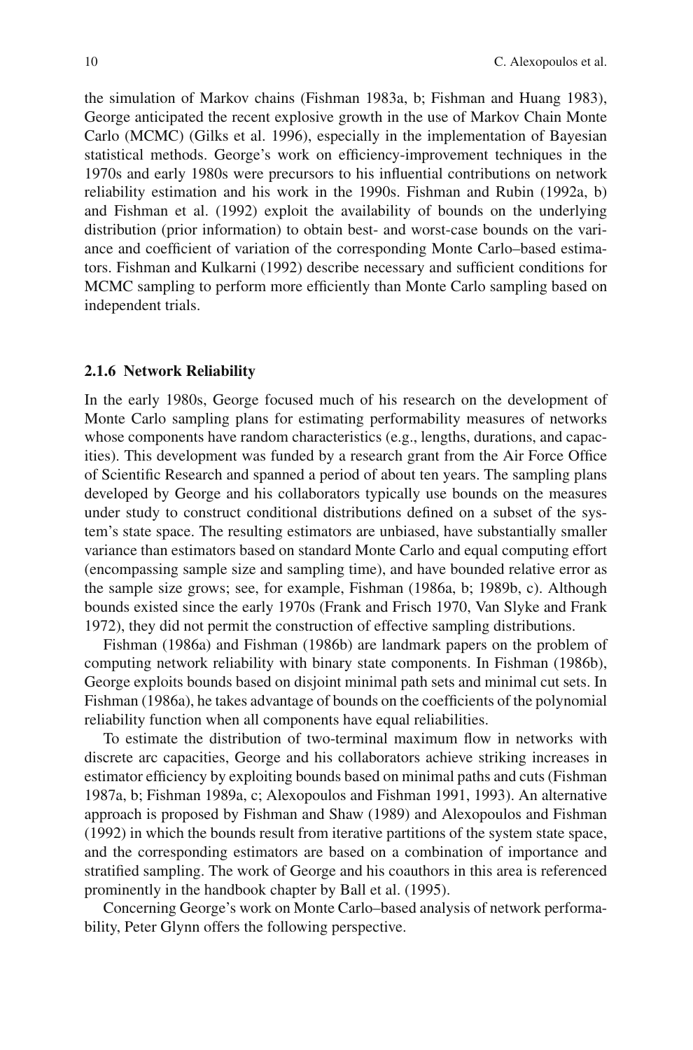the simulation of Markov chains (Fishman 1983a, b; Fishman and Huang 1983), George anticipated the recent explosive growth in the use of Markov Chain Monte Carlo (MCMC) (Gilks et al. 1996), especially in the implementation of Bayesian statistical methods. George's work on efficiency-improvement techniques in the 1970s and early 1980s were precursors to his influential contributions on network reliability estimation and his work in the 1990s. Fishman and Rubin (1992a, b) and Fishman et al. (1992) exploit the availability of bounds on the underlying distribution (prior information) to obtain best- and worst-case bounds on the variance and coefficient of variation of the corresponding Monte Carlo–based estimators. Fishman and Kulkarni (1992) describe necessary and sufficient conditions for MCMC sampling to perform more efficiently than Monte Carlo sampling based on independent trials.

### 2.1.6 Network Reliability

In the early 1980s, George focused much of his research on the development of Monte Carlo sampling plans for estimating performability measures of networks whose components have random characteristics (e.g., lengths, durations, and capacities). This development was funded by a research grant from the Air Force Office of Scientific Research and spanned a period of about ten years. The sampling plans developed by George and his collaborators typically use bounds on the measures under study to construct conditional distributions defined on a subset of the system's state space. The resulting estimators are unbiased, have substantially smaller variance than estimators based on standard Monte Carlo and equal computing effort (encompassing sample size and sampling time), and have bounded relative error as the sample size grows; see, for example, Fishman (1986a, b; 1989b, c). Although bounds existed since the early 1970s (Frank and Frisch 1970, Van Slyke and Frank 1972), they did not permit the construction of effective sampling distributions.

Fishman (1986a) and Fishman (1986b) are landmark papers on the problem of computing network reliability with binary state components. In Fishman (1986b), George exploits bounds based on disjoint minimal path sets and minimal cut sets. In Fishman (1986a), he takes advantage of bounds on the coefficients of the polynomial reliability function when all components have equal reliabilities.

To estimate the distribution of two-terminal maximum flow in networks with discrete arc capacities, George and his collaborators achieve striking increases in estimator efficiency by exploiting bounds based on minimal paths and cuts (Fishman 1987a, b; Fishman 1989a, c; Alexopoulos and Fishman 1991, 1993). An alternative approach is proposed by Fishman and Shaw (1989) and Alexopoulos and Fishman (1992) in which the bounds result from iterative partitions of the system state space, and the corresponding estimators are based on a combination of importance and stratified sampling. The work of George and his coauthors in this area is referenced prominently in the handbook chapter by Ball et al. (1995).

Concerning George's work on Monte Carlo–based analysis of network performability, Peter Glynn offers the following perspective.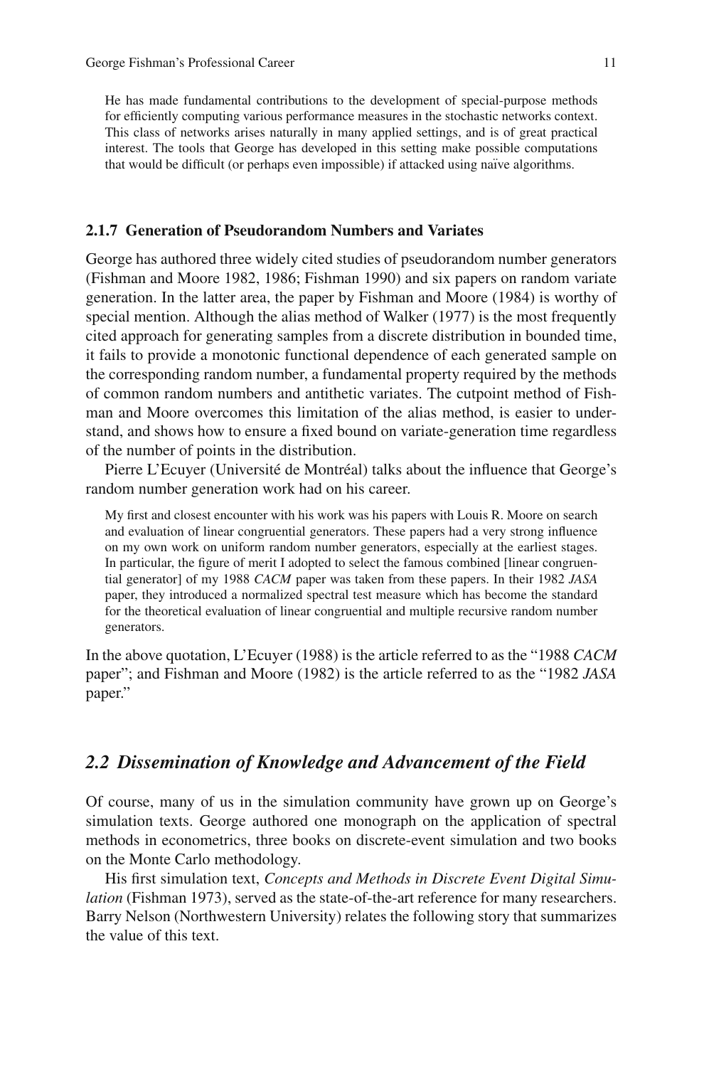> He has made fundamental contributions to the development of special-purpose methods for efficiently computing various performance measures in the stochastic networks context. This class of networks arises naturally in many applied settings, and is of great practical interest. The tools that George has developed in this setting make possible computations that would be difficult (or perhaps even impossible) if attacked using naïve algorithms.

### 2.1.7 Generation of Pseudorandom Numbers and Variates

George has authored three widely cited studies of pseudorandom number generators (Fishman and Moore 1982, 1986; Fishman 1990) and six papers on random variate generation. In the latter area, the paper by Fishman and Moore (1984) is worthy of special mention. Although the alias method of Walker (1977) is the most frequently cited approach for generating samples from a discrete distribution in bounded time, it fails to provide a monotonic functional dependence of each generated sample on the corresponding random number, a fundamental property required by the methods of common random numbers and antithetic variates. The cutpoint method of Fishman and Moore overcomes this limitation of the alias method, is easier to understand, and shows how to ensure a fixed bound on variate-generation time regardless of the number of points in the distribution.

Pierre L'Ecuyer (Université de Montréal) talks about the influence that George's random number generation work had on his career.

> My first and closest encounter with his work was his papers with Louis R. Moore on search and evaluation of linear congruential generators. These papers had a very strong influence on my own work on uniform random number generators, especially at the earliest stages. In particular, the figure of merit I adopted to select the famous combined [linear congruential generator] of my 1988 *CACM* paper was taken from these papers. In their 1982 *JASA* paper, they introduced a normalized spectral test measure which has become the standard for the theoretical evaluation of linear congruential and multiple recursive random number generators.

In the above quotation, L'Ecuyer (1988) is the article referred to as the "1988 *CACM* paper"; and Fishman and Moore (1982) is the article referred to as the "1982 *JASA* paper."

## *2.2 Dissemination of Knowledge and Advancement of the Field*

Of course, many of us in the simulation community have grown up on George's simulation texts. George authored one monograph on the application of spectral methods in econometrics, three books on discrete-event simulation and two books on the Monte Carlo methodology.

His first simulation text, *Concepts and Methods in Discrete Event Digital Simulation* (Fishman 1973), served as the state-of-the-art reference for many researchers. Barry Nelson (Northwestern University) relates the following story that summarizes the value of this text.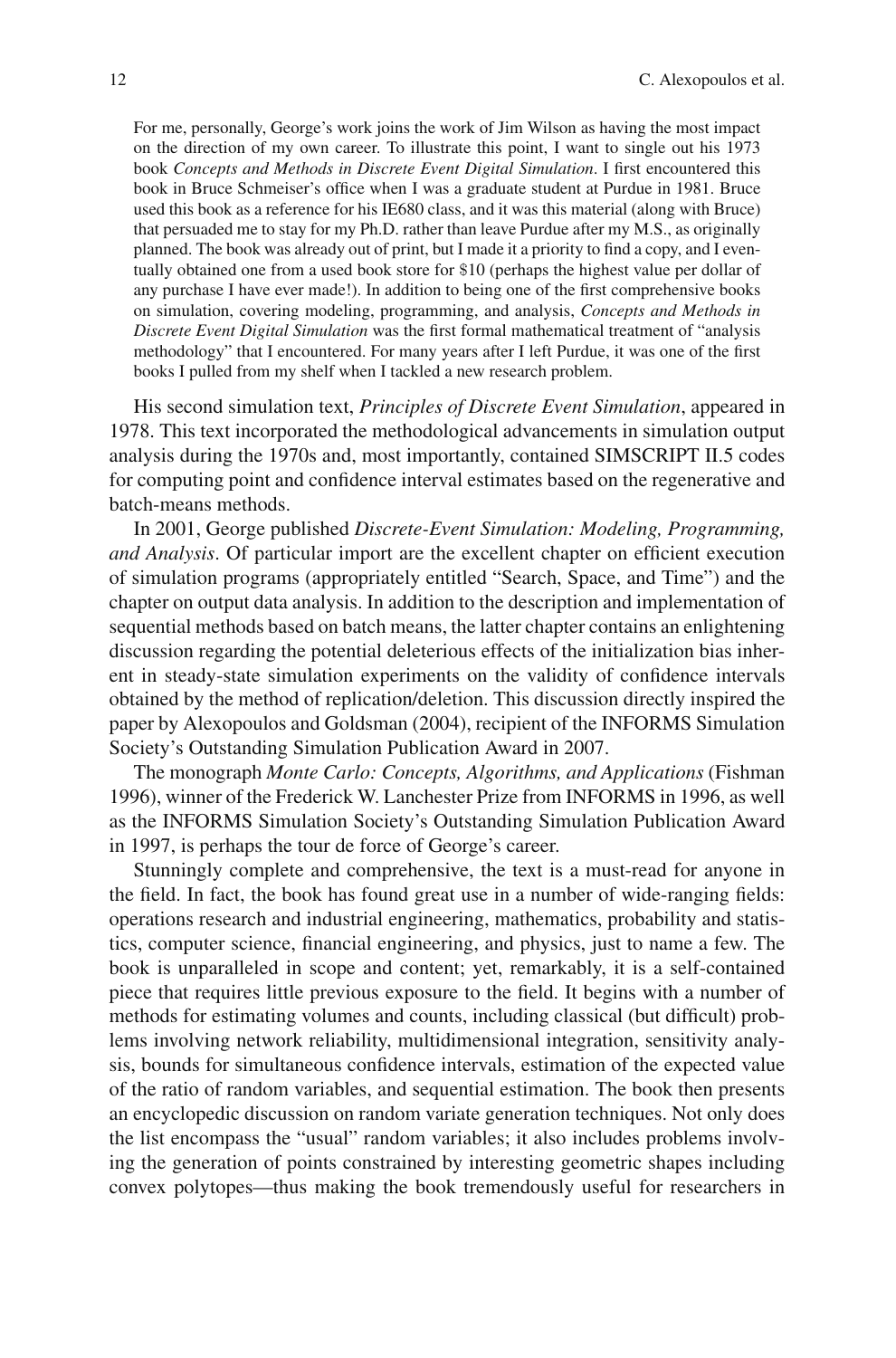> For me, personally, George's work joins the work of Jim Wilson as having the most impact on the direction of my own career. To illustrate this point, I want to single out his 1973 book *Concepts and Methods in Discrete Event Digital Simulation*. I first encountered this book in Bruce Schmeiser's office when I was a graduate student at Purdue in 1981. Bruce used this book as a reference for his IE680 class, and it was this material (along with Bruce) that persuaded me to stay for my Ph.D. rather than leave Purdue after my M.S., as originally planned. The book was already out of print, but I made it a priority to find a copy, and I eventually obtained one from a used book store for $10 (perhaps the highest value per dollar of any purchase I have ever made!). In addition to being one of the first comprehensive books on simulation, covering modeling, programming, and analysis, *Concepts and Methods in Discrete Event Digital Simulation* was the first formal mathematical treatment of "analysis methodology" that I encountered. For many years after I left Purdue, it was one of the first books I pulled from my shelf when I tackled a new research problem.

His second simulation text, *Principles of Discrete Event Simulation*, appeared in 1978. This text incorporated the methodological advancements in simulation output analysis during the 1970s and, most importantly, contained SIMSCRIPT II.5 codes for computing point and confidence interval estimates based on the regenerative and batch-means methods.

In 2001, George published *Discrete-Event Simulation: Modeling, Programming, and Analysis*. Of particular import are the excellent chapter on efficient execution of simulation programs (appropriately entitled "Search, Space, and Time") and the chapter on output data analysis. In addition to the description and implementation of sequential methods based on batch means, the latter chapter contains an enlightening discussion regarding the potential deleterious effects of the initialization bias inherent in steady-state simulation experiments on the validity of confidence intervals obtained by the method of replication/deletion. This discussion directly inspired the paper by Alexopoulos and Goldsman (2004), recipient of the INFORMS Simulation Society's Outstanding Simulation Publication Award in 2007.

The monograph *Monte Carlo: Concepts, Algorithms, and Applications* (Fishman 1996), winner of the Frederick W. Lanchester Prize from INFORMS in 1996, as well as the INFORMS Simulation Society's Outstanding Simulation Publication Award in 1997, is perhaps the tour de force of George's career.

Stunningly complete and comprehensive, the text is a must-read for anyone in the field. In fact, the book has found great use in a number of wide-ranging fields: operations research and industrial engineering, mathematics, probability and statistics, computer science, financial engineering, and physics, just to name a few. The book is unparalleled in scope and content; yet, remarkably, it is a self-contained piece that requires little previous exposure to the field. It begins with a number of methods for estimating volumes and counts, including classical (but difficult) problems involving network reliability, multidimensional integration, sensitivity analysis, bounds for simultaneous confidence intervals, estimation of the expected value of the ratio of random variables, and sequential estimation. The book then presents an encyclopedic discussion on random variate generation techniques. Not only does the list encompass the "usual" random variables; it also includes problems involving the generation of points constrained by interesting geometric shapes including convex polytopes—thus making the book tremendously useful for researchers in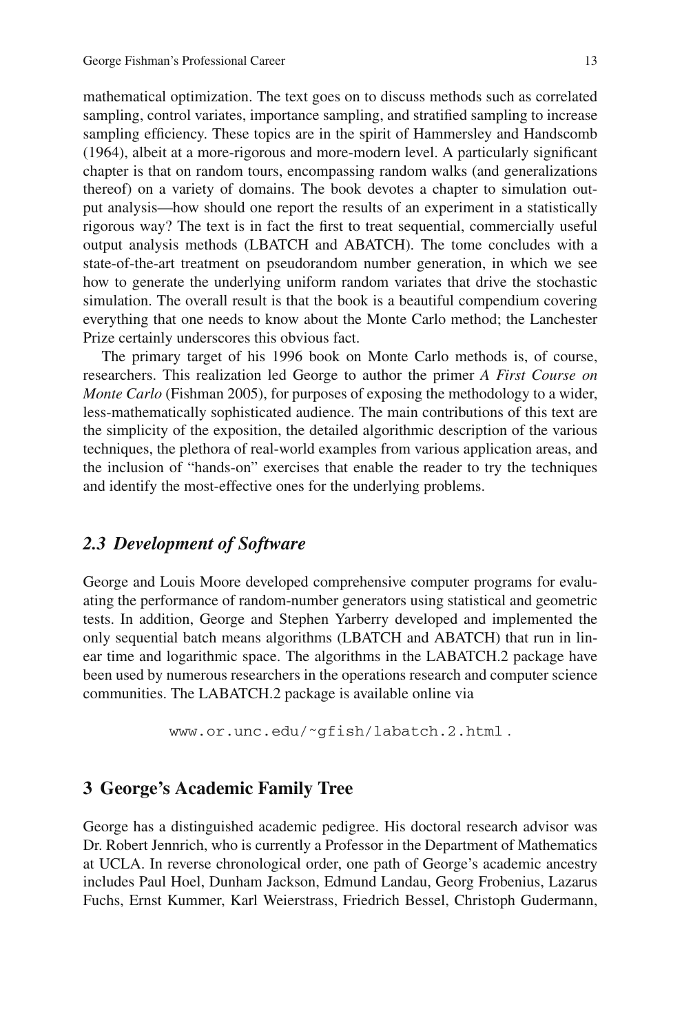mathematical optimization. The text goes on to discuss methods such as correlated sampling, control variates, importance sampling, and stratified sampling to increase sampling efficiency. These topics are in the spirit of Hammersley and Handscomb (1964), albeit at a more-rigorous and more-modern level. A particularly significant chapter is that on random tours, encompassing random walks (and generalizations thereof) on a variety of domains. The book devotes a chapter to simulation output analysis—how should one report the results of an experiment in a statistically rigorous way? The text is in fact the first to treat sequential, commercially useful output analysis methods (LBATCH and ABATCH). The tome concludes with a state-of-the-art treatment on pseudorandom number generation, in which we see how to generate the underlying uniform random variates that drive the stochastic simulation. The overall result is that the book is a beautiful compendium covering everything that one needs to know about the Monte Carlo method; the Lanchester Prize certainly underscores this obvious fact.

The primary target of his 1996 book on Monte Carlo methods is, of course, researchers. This realization led George to author the primer *A First Course on Monte Carlo* (Fishman 2005), for purposes of exposing the methodology to a wider, less-mathematically sophisticated audience. The main contributions of this text are the simplicity of the exposition, the detailed algorithmic description of the various techniques, the plethora of real-world examples from various application areas, and the inclusion of "hands-on" exercises that enable the reader to try the techniques and identify the most-effective ones for the underlying problems.

### *2.3 Development of Software*

George and Louis Moore developed comprehensive computer programs for evaluating the performance of random-number generators using statistical and geometric tests. In addition, George and Stephen Yarberry developed and implemented the only sequential batch means algorithms (LBATCH and ABATCH) that run in linear time and logarithmic space. The algorithms in the LABATCH.2 package have been used by numerous researchers in the operations research and computer science communities. The LABATCH.2 package is available online via

www.or.unc.edu/~gfish/labatch.2.html .

## 3 George's Academic Family Tree

George has a distinguished academic pedigree. His doctoral research advisor was Dr. Robert Jennrich, who is currently a Professor in the Department of Mathematics at UCLA. In reverse chronological order, one path of George's academic ancestry includes Paul Hoel, Dunham Jackson, Edmund Landau, Georg Frobenius, Lazarus Fuchs, Ernst Kummer, Karl Weierstrass, Friedrich Bessel, Christoph Gudermann,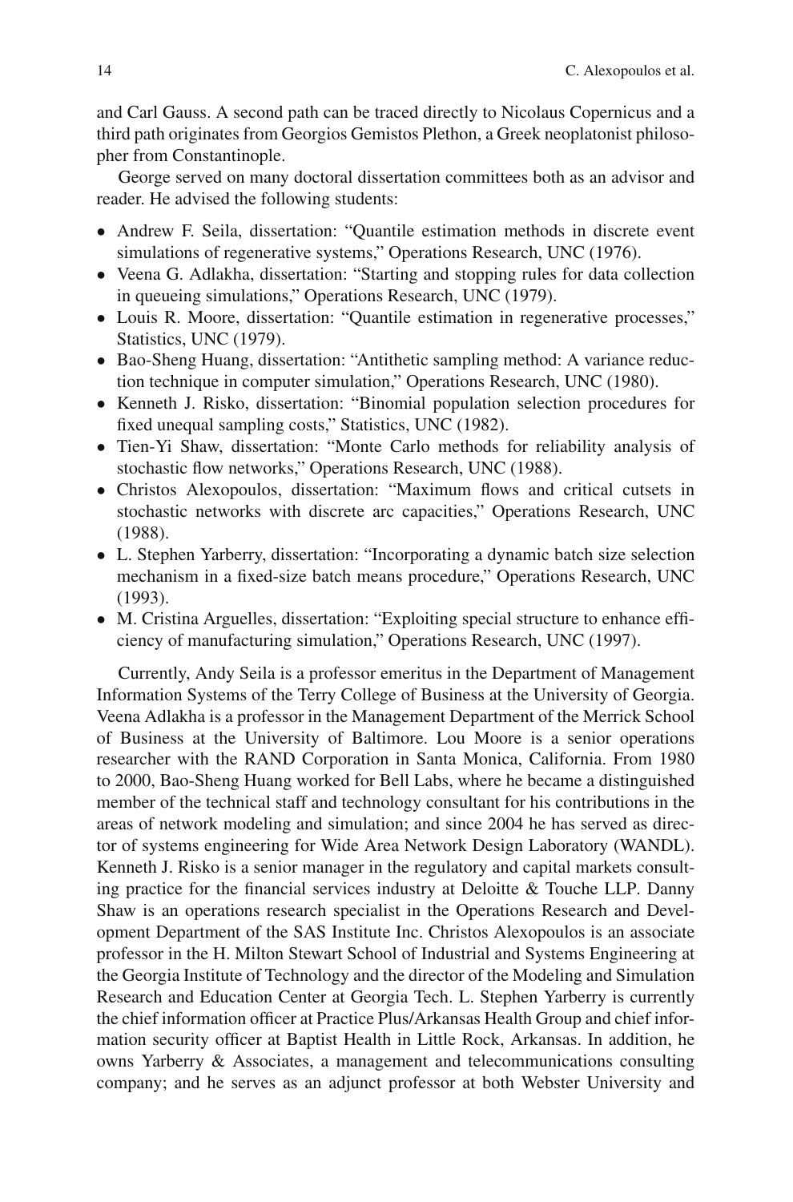and Carl Gauss. A second path can be traced directly to Nicolaus Copernicus and a third path originates from Georgios Gemistos Plethon, a Greek neoplatonist philosopher from Constantinople.

George served on many doctoral dissertation committees both as an advisor and reader. He advised the following students:

- Andrew F. Seila, dissertation: "Quantile estimation methods in discrete event simulations of regenerative systems," Operations Research, UNC (1976).
- Veena G. Adlakha, dissertation: "Starting and stopping rules for data collection in queueing simulations," Operations Research, UNC (1979).
- Louis R. Moore, dissertation: "Quantile estimation in regenerative processes," Statistics, UNC (1979).
- Bao-Sheng Huang, dissertation: "Antithetic sampling method: A variance reduction technique in computer simulation," Operations Research, UNC (1980).
- Kenneth J. Risko, dissertation: "Binomial population selection procedures for fixed unequal sampling costs," Statistics, UNC (1982).
- Tien-Yi Shaw, dissertation: "Monte Carlo methods for reliability analysis of stochastic flow networks," Operations Research, UNC (1988).
- Christos Alexopoulos, dissertation: "Maximum flows and critical cutsets in stochastic networks with discrete arc capacities," Operations Research, UNC (1988).
- L. Stephen Yarberry, dissertation: "Incorporating a dynamic batch size selection mechanism in a fixed-size batch means procedure," Operations Research, UNC (1993).
- M. Cristina Arguelles, dissertation: "Exploiting special structure to enhance efficiency of manufacturing simulation," Operations Research, UNC (1997).

Currently, Andy Seila is a professor emeritus in the Department of Management Information Systems of the Terry College of Business at the University of Georgia. Veena Adlakha is a professor in the Management Department of the Merrick School of Business at the University of Baltimore. Lou Moore is a senior operations researcher with the RAND Corporation in Santa Monica, California. From 1980 to 2000, Bao-Sheng Huang worked for Bell Labs, where he became a distinguished member of the technical staff and technology consultant for his contributions in the areas of network modeling and simulation; and since 2004 he has served as director of systems engineering for Wide Area Network Design Laboratory (WANDL). Kenneth J. Risko is a senior manager in the regulatory and capital markets consulting practice for the financial services industry at Deloitte & Touche LLP. Danny Shaw is an operations research specialist in the Operations Research and Development Department of the SAS Institute Inc. Christos Alexopoulos is an associate professor in the H. Milton Stewart School of Industrial and Systems Engineering at the Georgia Institute of Technology and the director of the Modeling and Simulation Research and Education Center at Georgia Tech. L. Stephen Yarberry is currently the chief information officer at Practice Plus/Arkansas Health Group and chief information security officer at Baptist Health in Little Rock, Arkansas. In addition, he owns Yarberry & Associates, a management and telecommunications consulting company; and he serves as an adjunct professor at both Webster University and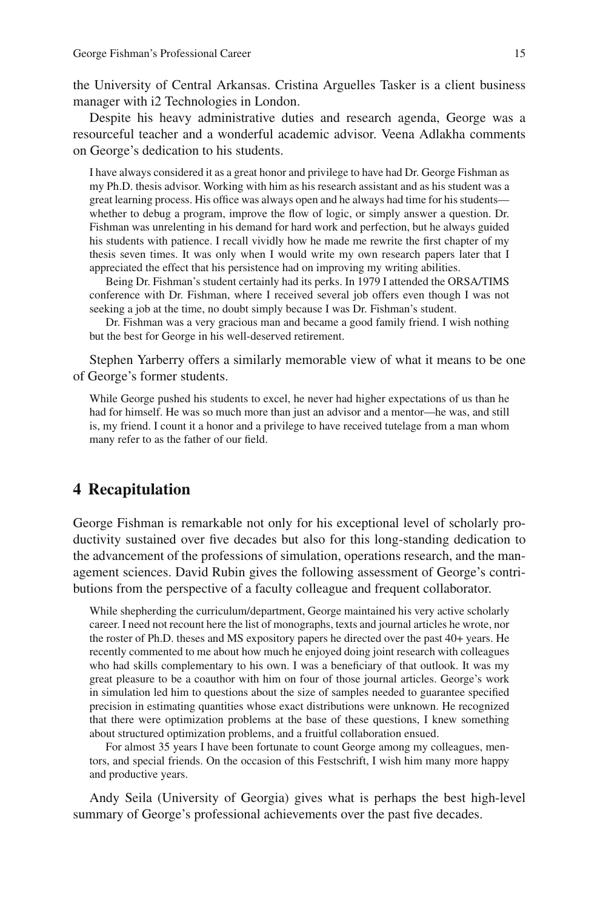the University of Central Arkansas. Cristina Arguelles Tasker is a client business manager with i2 Technologies in London.

Despite his heavy administrative duties and research agenda, George was a resourceful teacher and a wonderful academic advisor. Veena Adlakha comments on George's dedication to his students.

> I have always considered it as a great honor and privilege to have had Dr. George Fishman as my Ph.D. thesis advisor. Working with him as his research assistant and as his student was a great learning process. His office was always open and he always had time for his students—whether to debug a program, improve the flow of logic, or simply answer a question. Dr. Fishman was unrelenting in his demand for hard work and perfection, but he always guided his students with patience. I recall vividly how he made me rewrite the first chapter of my thesis seven times. It was only when I would write my own research papers later that I appreciated the effect that his persistence had on improving my writing abilities.
>
> Being Dr. Fishman's student certainly had its perks. In 1979 I attended the ORSA/TIMS conference with Dr. Fishman, where I received several job offers even though I was not seeking a job at the time, no doubt simply because I was Dr. Fishman's student.
>
> Dr. Fishman was a very gracious man and became a good family friend. I wish nothing but the best for George in his well-deserved retirement.

Stephen Yarberry offers a similarly memorable view of what it means to be one of George's former students.

> While George pushed his students to excel, he never had higher expectations of us than he had for himself. He was so much more than just an advisor and a mentor—he was, and still is, my friend. I count it a honor and a privilege to have received tutelage from a man whom many refer to as the father of our field.

## 4 Recapitulation

George Fishman is remarkable not only for his exceptional level of scholarly productivity sustained over five decades but also for this long-standing dedication to the advancement of the professions of simulation, operations research, and the management sciences. David Rubin gives the following assessment of George's contributions from the perspective of a faculty colleague and frequent collaborator.

> While shepherding the curriculum/department, George maintained his very active scholarly career. I need not recount here the list of monographs, texts and journal articles he wrote, nor the roster of Ph.D. theses and MS expository papers he directed over the past 40+ years. He recently commented to me about how much he enjoyed doing joint research with colleagues who had skills complementary to his own. I was a beneficiary of that outlook. It was my great pleasure to be a coauthor with him on four of those journal articles. George's work in simulation led him to questions about the size of samples needed to guarantee specified precision in estimating quantities whose exact distributions were unknown. He recognized that there were optimization problems at the base of these questions, I knew something about structured optimization problems, and a fruitful collaboration ensued.
>
> For almost 35 years I have been fortunate to count George among my colleagues, mentors, and special friends. On the occasion of this Festschrift, I wish him many more happy and productive years.

Andy Seila (University of Georgia) gives what is perhaps the best high-level summary of George's professional achievements over the past five decades.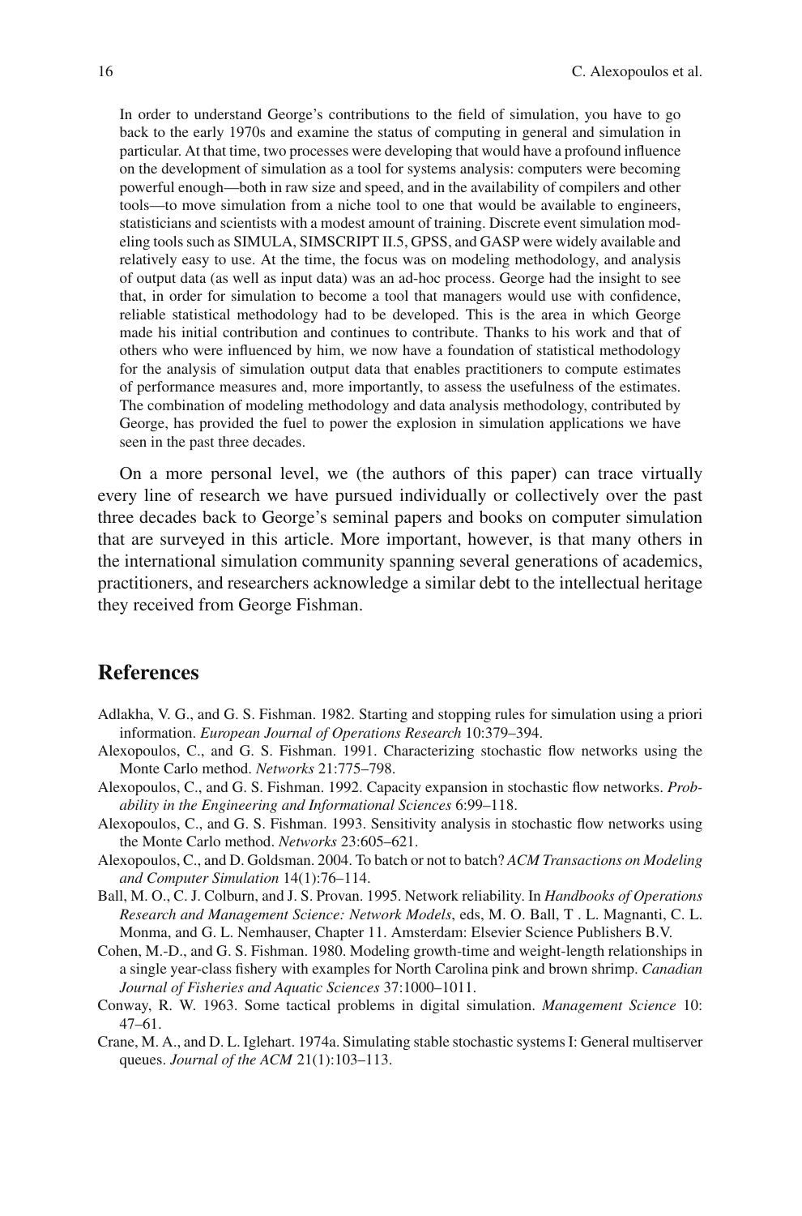> In order to understand George's contributions to the field of simulation, you have to go back to the early 1970s and examine the status of computing in general and simulation in particular. At that time, two processes were developing that would have a profound influence on the development of simulation as a tool for systems analysis: computers were becoming powerful enough—both in raw size and speed, and in the availability of compilers and other tools—to move simulation from a niche tool to one that would be available to engineers, statisticians and scientists with a modest amount of training. Discrete event simulation modeling tools such as SIMULA, SIMSCRIPT II.5, GPSS, and GASP were widely available and relatively easy to use. At the time, the focus was on modeling methodology, and analysis of output data (as well as input data) was an ad-hoc process. George had the insight to see that, in order for simulation to become a tool that managers would use with confidence, reliable statistical methodology had to be developed. This is the area in which George made his initial contribution and continues to contribute. Thanks to his work and that of others who were influenced by him, we now have a foundation of statistical methodology for the analysis of simulation output data that enables practitioners to compute estimates of performance measures and, more importantly, to assess the usefulness of the estimates. The combination of modeling methodology and data analysis methodology, contributed by George, has provided the fuel to power the explosion in simulation applications we have seen in the past three decades.

On a more personal level, we (the authors of this paper) can trace virtually every line of research we have pursued individually or collectively over the past three decades back to George's seminal papers and books on computer simulation that are surveyed in this article. More important, however, is that many others in the international simulation community spanning several generations of academics, practitioners, and researchers acknowledge a similar debt to the intellectual heritage they received from George Fishman.

## References

Adlakha, V. G., and G. S. Fishman. 1982. Starting and stopping rules for simulation using a priori information. *European Journal of Operations Research* 10:379–394.

Alexopoulos, C., and G. S. Fishman. 1991. Characterizing stochastic flow networks using the Monte Carlo method. *Networks* 21:775–798.

Alexopoulos, C., and G. S. Fishman. 1992. Capacity expansion in stochastic flow networks. *Probability in the Engineering and Informational Sciences* 6:99–118.

Alexopoulos, C., and G. S. Fishman. 1993. Sensitivity analysis in stochastic flow networks using the Monte Carlo method. *Networks* 23:605–621.

Alexopoulos, C., and D. Goldsman. 2004. To batch or not to batch? *ACM Transactions on Modeling and Computer Simulation* 14(1):76–114.

Ball, M. O., C. J. Colburn, and J. S. Provan. 1995. Network reliability. In *Handbooks of Operations Research and Management Science: Network Models*, eds, M. O. Ball, T . L. Magnanti, C. L. Monma, and G. L. Nemhauser, Chapter 11. Amsterdam: Elsevier Science Publishers B.V.

Cohen, M.-D., and G. S. Fishman. 1980. Modeling growth-time and weight-length relationships in a single year-class fishery with examples for North Carolina pink and brown shrimp. *Canadian Journal of Fisheries and Aquatic Sciences* 37:1000–1011.

Conway, R. W. 1963. Some tactical problems in digital simulation. *Management Science* 10: 47–61.

Crane, M. A., and D. L. Iglehart. 1974a. Simulating stable stochastic systems I: General multiserver queues. *Journal of the ACM* 21(1):103–113.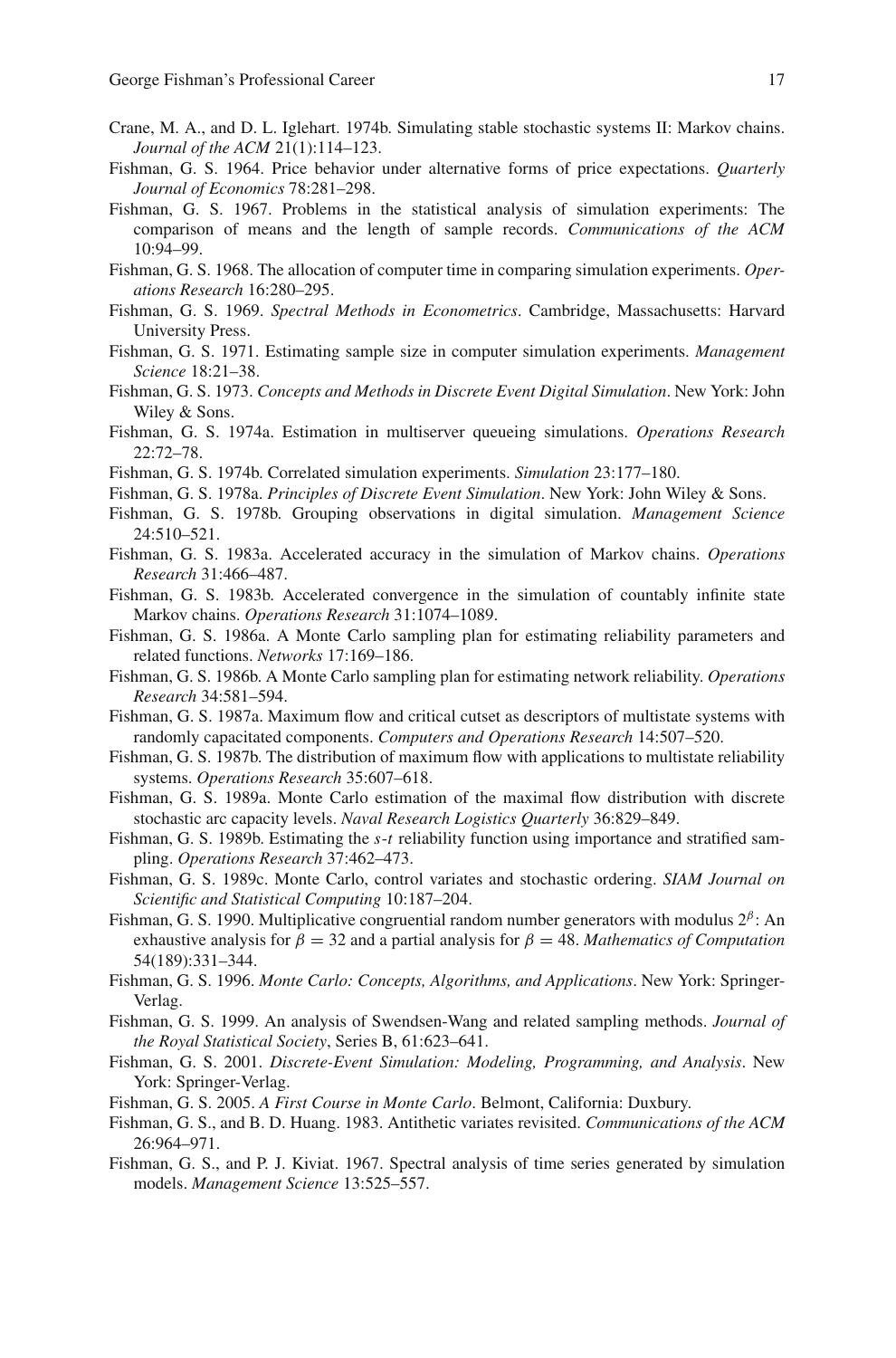Crane, M. A., and D. L. Iglehart. 1974b. Simulating stable stochastic systems II: Markov chains. *Journal of the ACM* 21(1):114–123.

Fishman, G. S. 1964. Price behavior under alternative forms of price expectations. *Quarterly Journal of Economics* 78:281–298.

Fishman, G. S. 1967. Problems in the statistical analysis of simulation experiments: The comparison of means and the length of sample records. *Communications of the ACM* 10:94–99.

Fishman, G. S. 1968. The allocation of computer time in comparing simulation experiments. *Operations Research* 16:280–295.

Fishman, G. S. 1969. *Spectral Methods in Econometrics*. Cambridge, Massachusetts: Harvard University Press.

Fishman, G. S. 1971. Estimating sample size in computer simulation experiments. *Management Science* 18:21–38.

Fishman, G. S. 1973. *Concepts and Methods in Discrete Event Digital Simulation*. New York: John Wiley & Sons.

Fishman, G. S. 1974a. Estimation in multiserver queueing simulations. *Operations Research* 22:72–78.

Fishman, G. S. 1974b. Correlated simulation experiments. *Simulation* 23:177–180.

Fishman, G. S. 1978a. *Principles of Discrete Event Simulation*. New York: John Wiley & Sons.

Fishman, G. S. 1978b. Grouping observations in digital simulation. *Management Science* 24:510–521.

Fishman, G. S. 1983a. Accelerated accuracy in the simulation of Markov chains. *Operations Research* 31:466–487.

Fishman, G. S. 1983b. Accelerated convergence in the simulation of countably infinite state Markov chains. *Operations Research* 31:1074–1089.

Fishman, G. S. 1986a. A Monte Carlo sampling plan for estimating reliability parameters and related functions. *Networks* 17:169–186.

Fishman, G. S. 1986b. A Monte Carlo sampling plan for estimating network reliability. *Operations Research* 34:581–594.

Fishman, G. S. 1987a. Maximum flow and critical cutset as descriptors of multistate systems with randomly capacitated components. *Computers and Operations Research* 14:507–520.

Fishman, G. S. 1987b. The distribution of maximum flow with applications to multistate reliability systems. *Operations Research* 35:607–618.

Fishman, G. S. 1989a. Monte Carlo estimation of the maximal flow distribution with discrete stochastic arc capacity levels. *Naval Research Logistics Quarterly* 36:829–849.

Fishman, G. S. 1989b. Estimating the *s-t* reliability function using importance and stratified sampling. *Operations Research* 37:462–473.

Fishman, G. S. 1989c. Monte Carlo, control variates and stochastic ordering. *SIAM Journal on Scientific and Statistical Computing* 10:187–204.

Fishman, G. S. 1990. Multiplicative congruential random number generators with modulus $2^{\beta}$: An exhaustive analysis for $\beta = 32$ and a partial analysis for $\beta = 48$. *Mathematics of Computation* 54(189):331–344.

Fishman, G. S. 1996. *Monte Carlo: Concepts, Algorithms, and Applications*. New York: Springer-Verlag.

Fishman, G. S. 1999. An analysis of Swendsen-Wang and related sampling methods. *Journal of the Royal Statistical Society*, Series B, 61:623–641.

Fishman, G. S. 2001. *Discrete-Event Simulation: Modeling, Programming, and Analysis*. New York: Springer-Verlag.

Fishman, G. S. 2005. *A First Course in Monte Carlo*. Belmont, California: Duxbury.

Fishman, G. S., and B. D. Huang. 1983. Antithetic variates revisited. *Communications of the ACM* 26:964–971.

Fishman, G. S., and P. J. Kiviat. 1967. Spectral analysis of time series generated by simulation models. *Management Science* 13:525–557.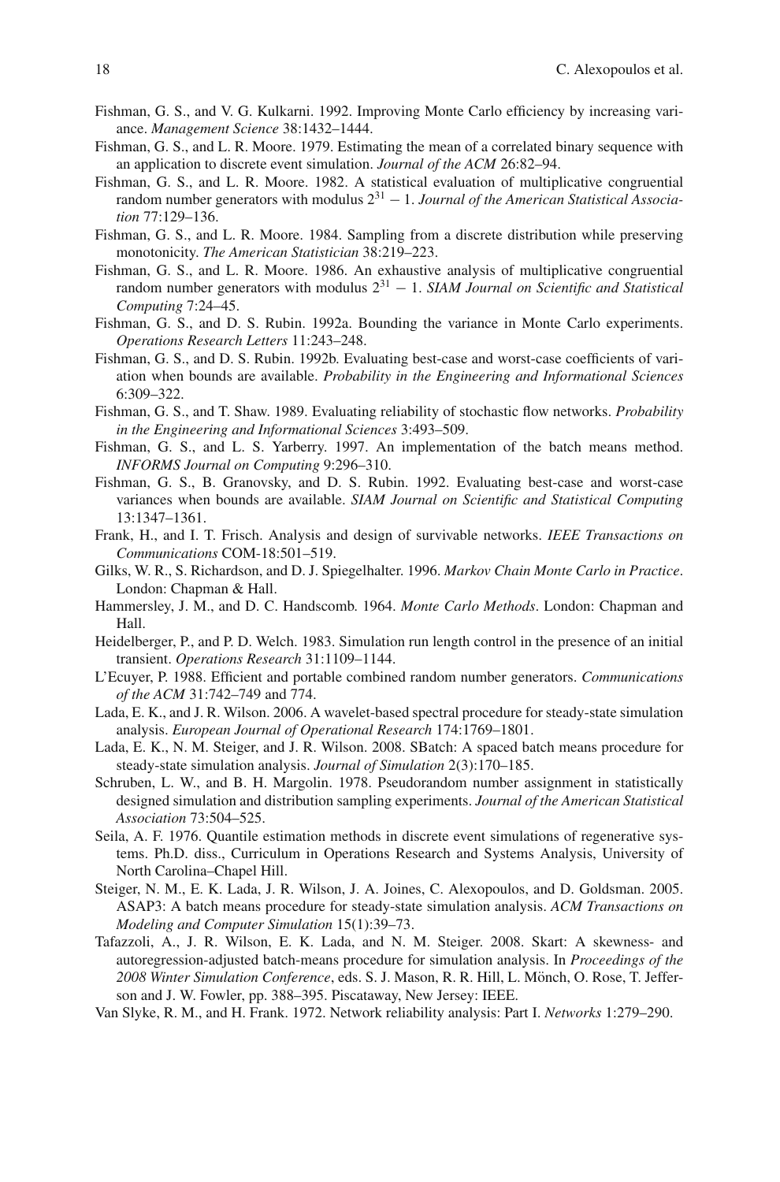Fishman, G. S., and V. G. Kulkarni. 1992. Improving Monte Carlo efficiency by increasing variance. *Management Science* 38:1432–1444.

Fishman, G. S., and L. R. Moore. 1979. Estimating the mean of a correlated binary sequence with an application to discrete event simulation. *Journal of the ACM* 26:82–94.

Fishman, G. S., and L. R. Moore. 1982. A statistical evaluation of multiplicative congruential random number generators with modulus $2^{31} - 1$. *Journal of the American Statistical Association* 77:129–136.

Fishman, G. S., and L. R. Moore. 1984. Sampling from a discrete distribution while preserving monotonicity. *The American Statistician* 38:219–223.

Fishman, G. S., and L. R. Moore. 1986. An exhaustive analysis of multiplicative congruential random number generators with modulus $2^{31} - 1$. *SIAM Journal on Scientific and Statistical Computing* 7:24–45.

Fishman, G. S., and D. S. Rubin. 1992a. Bounding the variance in Monte Carlo experiments. *Operations Research Letters* 11:243–248.

Fishman, G. S., and D. S. Rubin. 1992b. Evaluating best-case and worst-case coefficients of variation when bounds are available. *Probability in the Engineering and Informational Sciences* 6:309–322.

Fishman, G. S., and T. Shaw. 1989. Evaluating reliability of stochastic flow networks. *Probability in the Engineering and Informational Sciences* 3:493–509.

Fishman, G. S., and L. S. Yarberry. 1997. An implementation of the batch means method. *INFORMS Journal on Computing* 9:296–310.

Fishman, G. S., B. Granovsky, and D. S. Rubin. 1992. Evaluating best-case and worst-case variances when bounds are available. *SIAM Journal on Scientific and Statistical Computing* 13:1347–1361.

Frank, H., and I. T. Frisch. Analysis and design of survivable networks. *IEEE Transactions on Communications* COM-18:501–519.

Gilks, W. R., S. Richardson, and D. J. Spiegelhalter. 1996. *Markov Chain Monte Carlo in Practice*. London: Chapman & Hall.

Hammersley, J. M., and D. C. Handscomb. 1964. *Monte Carlo Methods*. London: Chapman and Hall.

Heidelberger, P., and P. D. Welch. 1983. Simulation run length control in the presence of an initial transient. *Operations Research* 31:1109–1144.

L'Ecuyer, P. 1988. Efficient and portable combined random number generators. *Communications of the ACM* 31:742–749 and 774.

Lada, E. K., and J. R. Wilson. 2006. A wavelet-based spectral procedure for steady-state simulation analysis. *European Journal of Operational Research* 174:1769–1801.

Lada, E. K., N. M. Steiger, and J. R. Wilson. 2008. SBatch: A spaced batch means procedure for steady-state simulation analysis. *Journal of Simulation* 2(3):170–185.

Schruben, L. W., and B. H. Margolin. 1978. Pseudorandom number assignment in statistically designed simulation and distribution sampling experiments. *Journal of the American Statistical Association* 73:504–525.

Seila, A. F. 1976. Quantile estimation methods in discrete event simulations of regenerative systems. Ph.D. diss., Curriculum in Operations Research and Systems Analysis, University of North Carolina–Chapel Hill.

Steiger, N. M., E. K. Lada, J. R. Wilson, J. A. Joines, C. Alexopoulos, and D. Goldsman. 2005. ASAP3: A batch means procedure for steady-state simulation analysis. *ACM Transactions on Modeling and Computer Simulation* 15(1):39–73.

Tafazzoli, A., J. R. Wilson, E. K. Lada, and N. M. Steiger. 2008. Skart: A skewness- and autoregression-adjusted batch-means procedure for simulation analysis. In *Proceedings of the 2008 Winter Simulation Conference*, eds. S. J. Mason, R. R. Hill, L. Mönch, O. Rose, T. Jefferson and J. W. Fowler, pp. 388–395. Piscataway, New Jersey: IEEE.

Van Slyke, R. M., and H. Frank. 1972. Network reliability analysis: Part I. *Networks* 1:279–290.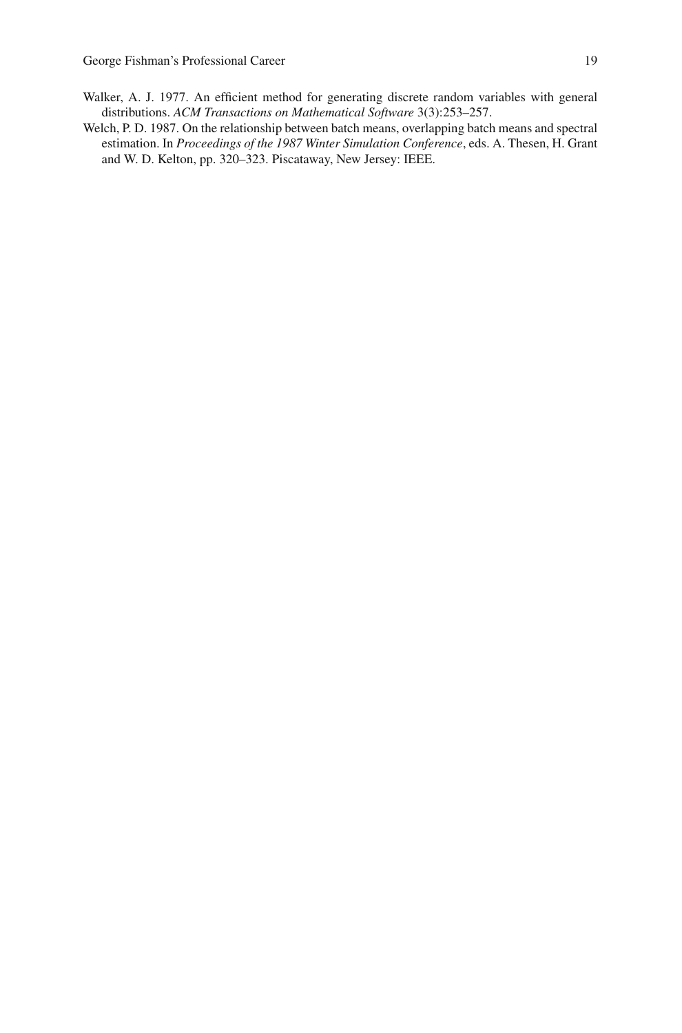Walker, A. J. 1977. An efficient method for generating discrete random variables with general distributions. *ACM Transactions on Mathematical Software* 3(3):253–257.

Welch, P. D. 1987. On the relationship between batch means, overlapping batch means and spectral estimation. In *Proceedings of the 1987 Winter Simulation Conference*, eds. A. Thesen, H. Grant and W. D. Kelton, pp. 320–323. Piscataway, New Jersey: IEEE.